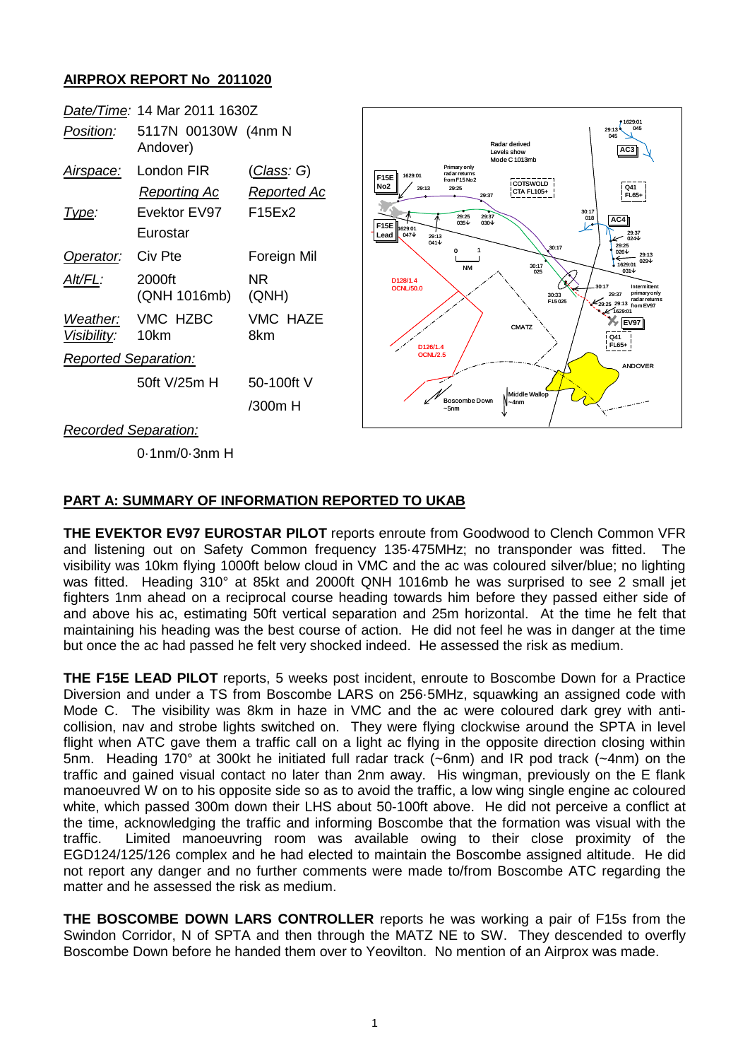## AIRPROX REPORT No 2011020

| | | |
|---|---|---|
| *Date/Time:* | 14 Mar 2011 1630Z | |
| *Position:* | 5117N 00130W (4nm N Andover) | |
| *Airspace:* | London FIR | (*Class*: G) |
| | *Reporting Ac* | *Reported Ac* |
| *Type:* | Evektor EV97 Eurostar | F15Ex2 |
| *Operator:* | Civ Pte | Foreign Mil |
| *Alt/FL:* | 2000ft (QNH 1016mb) | NR (QNH) |
| *Weather:* | VMC HZBC | VMC HAZE |
| *Visibility:* | 10km | 8km |
| *Reported Separation:* | | |
| | 50ft V/25m H | 50-100ft V /300m H |
| *Recorded Separation:* | | |
| | 0·1nm/0·3nm H | |

### PART A: SUMMARY OF INFORMATION REPORTED TO UKAB

**THE EVEKTOR EV97 EUROSTAR PILOT** reports enroute from Goodwood to Clench Common VFR and listening out on Safety Common frequency 135·475MHz; no transponder was fitted. The visibility was 10km flying 1000ft below cloud in VMC and the ac was coloured silver/blue; no lighting was fitted. Heading 310° at 85kt and 2000ft QNH 1016mb he was surprised to see 2 small jet fighters 1nm ahead on a reciprocal course heading towards him before they passed either side of and above his ac, estimating 50ft vertical separation and 25m horizontal. At the time he felt that maintaining his heading was the best course of action. He did not feel he was in danger at the time but once the ac had passed he felt very shocked indeed. He assessed the risk as medium.

**THE F15E LEAD PILOT** reports, 5 weeks post incident, enroute to Boscombe Down for a Practice Diversion and under a TS from Boscombe LARS on 256·5MHz, squawking an assigned code with Mode C. The visibility was 8km in haze in VMC and the ac were coloured dark grey with anti-collision, nav and strobe lights switched on. They were flying clockwise around the SPTA in level flight when ATC gave them a traffic call on a light ac flying in the opposite direction closing within 5nm. Heading 170° at 300kt he initiated full radar track (~6nm) and IR pod track (~4nm) on the traffic and gained visual contact no later than 2nm away. His wingman, previously on the E flank manoeuvred W on to his opposite side so as to avoid the traffic, a low wing single engine ac coloured white, which passed 300m down their LHS about 50-100ft above. He did not perceive a conflict at the time, acknowledging the traffic and informing Boscombe that the formation was visual with the traffic. Limited manoeuvring room was available owing to their close proximity of the EGD124/125/126 complex and he had elected to maintain the Boscombe assigned altitude. He did not report any danger and no further comments were made to/from Boscombe ATC regarding the matter and he assessed the risk as medium.

**THE BOSCOMBE DOWN LARS CONTROLLER** reports he was working a pair of F15s from the Swindon Corridor, N of SPTA and then through the MATZ NE to SW. They descended to overfly Boscombe Down before he handed them over to Yeovilton. No mention of an Airprox was made.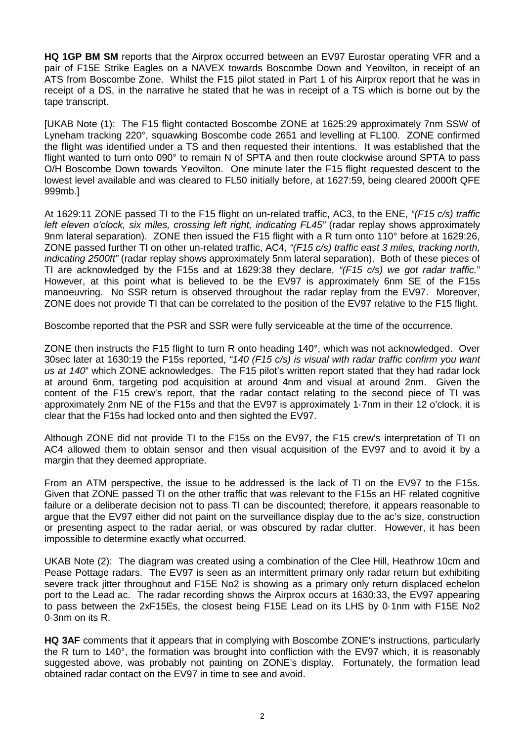**HQ 1GP BM SM** reports that the Airprox occurred between an EV97 Eurostar operating VFR and a pair of F15E Strike Eagles on a NAVEX towards Boscombe Down and Yeovilton, in receipt of an ATS from Boscombe Zone. Whilst the F15 pilot stated in Part 1 of his Airprox report that he was in receipt of a DS, in the narrative he stated that he was in receipt of a TS which is borne out by the tape transcript.

[UKAB Note (1): The F15 flight contacted Boscombe ZONE at 1625:29 approximately 7nm SSW of Lyneham tracking 220°, squawking Boscombe code 2651 and levelling at FL100. ZONE confirmed the flight was identified under a TS and then requested their intentions. It was established that the flight wanted to turn onto 090° to remain N of SPTA and then route clockwise around SPTA to pass O/H Boscombe Down towards Yeovilton. One minute later the F15 flight requested descent to the lowest level available and was cleared to FL50 initially before, at 1627:59, being cleared 2000ft QFE 999mb.]

At 1629:11 ZONE passed TI to the F15 flight on un-related traffic, AC3, to the ENE, *"(F15 c/s) traffic left eleven o'clock, six miles, crossing left right, indicating FL45"* (radar replay shows approximately 9nm lateral separation). ZONE then issued the F15 flight with a R turn onto 110° before at 1629:26, ZONE passed further TI on other un-related traffic, AC4, *"(F15 c/s) traffic east 3 miles, tracking north, indicating 2500ft"* (radar replay shows approximately 5nm lateral separation). Both of these pieces of TI are acknowledged by the F15s and at 1629:38 they declare, *"(F15 c/s) we got radar traffic."* However, at this point what is believed to be the EV97 is approximately 6nm SE of the F15s manoeuvring. No SSR return is observed throughout the radar replay from the EV97. Moreover, ZONE does not provide TI that can be correlated to the position of the EV97 relative to the F15 flight.

Boscombe reported that the PSR and SSR were fully serviceable at the time of the occurrence.

ZONE then instructs the F15 flight to turn R onto heading 140°, which was not acknowledged. Over 30sec later at 1630:19 the F15s reported, *"140 (F15 c/s) is visual with radar traffic confirm you want us at 140"* which ZONE acknowledges. The F15 pilot's written report stated that they had radar lock at around 6nm, targeting pod acquisition at around 4nm and visual at around 2nm. Given the content of the F15 crew's report, that the radar contact relating to the second piece of TI was approximately 2nm NE of the F15s and that the EV97 is approximately 1·7nm in their 12 o'clock, it is clear that the F15s had locked onto and then sighted the EV97.

Although ZONE did not provide TI to the F15s on the EV97, the F15 crew's interpretation of TI on AC4 allowed them to obtain sensor and then visual acquisition of the EV97 and to avoid it by a margin that they deemed appropriate.

From an ATM perspective, the issue to be addressed is the lack of TI on the EV97 to the F15s. Given that ZONE passed TI on the other traffic that was relevant to the F15s an HF related cognitive failure or a deliberate decision not to pass TI can be discounted; therefore, it appears reasonable to argue that the EV97 either did not paint on the surveillance display due to the ac's size, construction or presenting aspect to the radar aerial, or was obscured by radar clutter. However, it has been impossible to determine exactly what occurred.

UKAB Note (2): The diagram was created using a combination of the Clee Hill, Heathrow 10cm and Pease Pottage radars. The EV97 is seen as an intermittent primary only radar return but exhibiting severe track jitter throughout and F15E No2 is showing as a primary only return displaced echelon port to the Lead ac. The radar recording shows the Airprox occurs at 1630:33, the EV97 appearing to pass between the 2xF15Es, the closest being F15E Lead on its LHS by 0·1nm with F15E No2 0·3nm on its R.

**HQ 3AF** comments that it appears that in complying with Boscombe ZONE's instructions, particularly the R turn to 140°, the formation was brought into confliction with the EV97 which, it is reasonably suggested above, was probably not painting on ZONE's display. Fortunately, the formation lead obtained radar contact on the EV97 in time to see and avoid.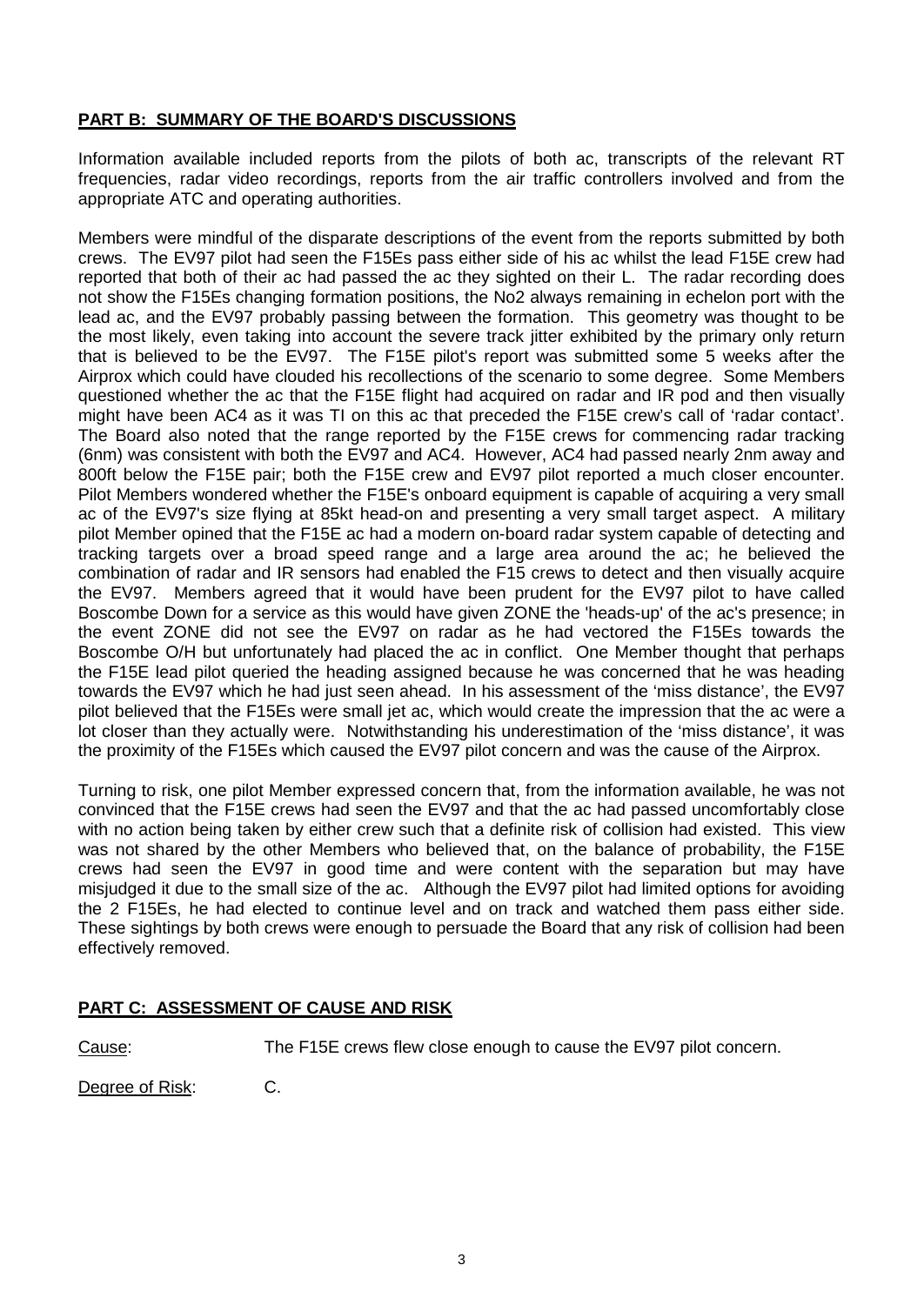## PART B: SUMMARY OF THE BOARD'S DISCUSSIONS

Information available included reports from the pilots of both ac, transcripts of the relevant RT frequencies, radar video recordings, reports from the air traffic controllers involved and from the appropriate ATC and operating authorities.

Members were mindful of the disparate descriptions of the event from the reports submitted by both crews. The EV97 pilot had seen the F15Es pass either side of his ac whilst the lead F15E crew had reported that both of their ac had passed the ac they sighted on their L. The radar recording does not show the F15Es changing formation positions, the No2 always remaining in echelon port with the lead ac, and the EV97 probably passing between the formation. This geometry was thought to be the most likely, even taking into account the severe track jitter exhibited by the primary only return that is believed to be the EV97. The F15E pilot's report was submitted some 5 weeks after the Airprox which could have clouded his recollections of the scenario to some degree. Some Members questioned whether the ac that the F15E flight had acquired on radar and IR pod and then visually might have been AC4 as it was TI on this ac that preceded the F15E crew's call of 'radar contact'. The Board also noted that the range reported by the F15E crews for commencing radar tracking (6nm) was consistent with both the EV97 and AC4. However, AC4 had passed nearly 2nm away and 800ft below the F15E pair; both the F15E crew and EV97 pilot reported a much closer encounter. Pilot Members wondered whether the F15E's onboard equipment is capable of acquiring a very small ac of the EV97's size flying at 85kt head-on and presenting a very small target aspect. A military pilot Member opined that the F15E ac had a modern on-board radar system capable of detecting and tracking targets over a broad speed range and a large area around the ac; he believed the combination of radar and IR sensors had enabled the F15 crews to detect and then visually acquire the EV97. Members agreed that it would have been prudent for the EV97 pilot to have called Boscombe Down for a service as this would have given ZONE the 'heads-up' of the ac's presence; in the event ZONE did not see the EV97 on radar as he had vectored the F15Es towards the Boscombe O/H but unfortunately had placed the ac in conflict. One Member thought that perhaps the F15E lead pilot queried the heading assigned because he was concerned that he was heading towards the EV97 which he had just seen ahead. In his assessment of the 'miss distance', the EV97 pilot believed that the F15Es were small jet ac, which would create the impression that the ac were a lot closer than they actually were. Notwithstanding his underestimation of the 'miss distance', it was the proximity of the F15Es which caused the EV97 pilot concern and was the cause of the Airprox.

Turning to risk, one pilot Member expressed concern that, from the information available, he was not convinced that the F15E crews had seen the EV97 and that the ac had passed uncomfortably close with no action being taken by either crew such that a definite risk of collision had existed. This view was not shared by the other Members who believed that, on the balance of probability, the F15E crews had seen the EV97 in good time and were content with the separation but may have misjudged it due to the small size of the ac. Although the EV97 pilot had limited options for avoiding the 2 F15Es, he had elected to continue level and on track and watched them pass either side. These sightings by both crews were enough to persuade the Board that any risk of collision had been effectively removed.

## PART C: ASSESSMENT OF CAUSE AND RISK

Cause: The F15E crews flew close enough to cause the EV97 pilot concern.

Degree of Risk: C.